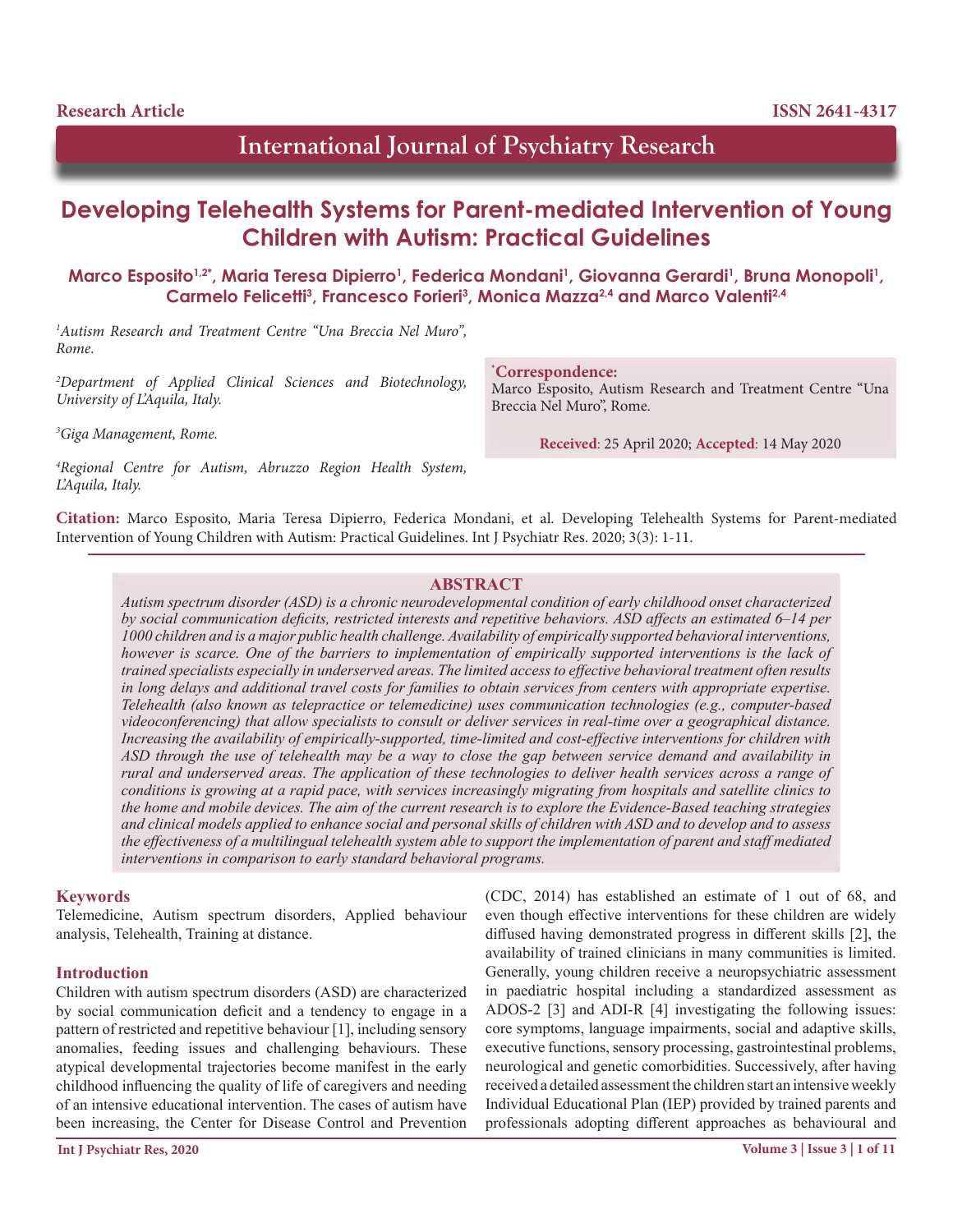Research Article

ISSN 2641-4317

# International Journal of Psychiatry Research

## Developing Telehealth Systems for Parent-mediated Intervention of Young Children with Autism: Practical Guidelines

**Marco Esposito[1,2*], Maria Teresa Dipierro[1], Federica Mondani[1], Giovanna Gerardi[1], Bruna Monopoli[1], Carmelo Felicetti[3], Francesco Forieri[3], Monica Mazza[2,4] and Marco Valenti[2,4]**

[1]*Autism Research and Treatment Centre "Una Breccia Nel Muro", Rome.*

[2]*Department of Applied Clinical Sciences and Biotechnology, University of L'Aquila, Italy.*

[3]*Giga Management, Rome.*

[4]*Regional Centre for Autism, Abruzzo Region Health System, L'Aquila, Italy.*

**[*]Correspondence:**
Marco Esposito, Autism Research and Treatment Centre "Una Breccia Nel Muro", Rome.

**Received**: 25 April 2020; **Accepted**: 14 May 2020

**Citation:** Marco Esposito, Maria Teresa Dipierro, Federica Mondani, et al. Developing Telehealth Systems for Parent-mediated Intervention of Young Children with Autism: Practical Guidelines. Int J Psychiatr Res. 2020; 3(3): 1-11.

### ABSTRACT

*Autism spectrum disorder (ASD) is a chronic neurodevelopmental condition of early childhood onset characterized by social communication deficits, restricted interests and repetitive behaviors. ASD affects an estimated 6–14 per 1000 children and is a major public health challenge. Availability of empirically supported behavioral interventions, however is scarce. One of the barriers to implementation of empirically supported interventions is the lack of trained specialists especially in underserved areas. The limited access to effective behavioral treatment often results in long delays and additional travel costs for families to obtain services from centers with appropriate expertise. Telehealth (also known as telepractice or telemedicine) uses communication technologies (e.g., computer-based videoconferencing) that allow specialists to consult or deliver services in real-time over a geographical distance. Increasing the availability of empirically-supported, time-limited and cost-effective interventions for children with ASD through the use of telehealth may be a way to close the gap between service demand and availability in rural and underserved areas. The application of these technologies to deliver health services across a range of conditions is growing at a rapid pace, with services increasingly migrating from hospitals and satellite clinics to the home and mobile devices. The aim of the current research is to explore the Evidence-Based teaching strategies and clinical models applied to enhance social and personal skills of children with ASD and to develop and to assess the effectiveness of a multilingual telehealth system able to support the implementation of parent and staff mediated interventions in comparison to early standard behavioral programs.*

### Keywords

Telemedicine, Autism spectrum disorders, Applied behaviour analysis, Telehealth, Training at distance.

### Introduction

Children with autism spectrum disorders (ASD) are characterized by social communication deficit and a tendency to engage in a pattern of restricted and repetitive behaviour [1], including sensory anomalies, feeding issues and challenging behaviours. These atypical developmental trajectories become manifest in the early childhood influencing the quality of life of caregivers and needing of an intensive educational intervention. The cases of autism have been increasing, the Center for Disease Control and Prevention (CDC, 2014) has established an estimate of 1 out of 68, and even though effective interventions for these children are widely diffused having demonstrated progress in different skills [2], the availability of trained clinicians in many communities is limited. Generally, young children receive a neuropsychiatric assessment in paediatric hospital including a standardized assessment as ADOS-2 [3] and ADI-R [4] investigating the following issues: core symptoms, language impairments, social and adaptive skills, executive functions, sensory processing, gastrointestinal problems, neurological and genetic comorbidities. Successively, after having received a detailed assessment the children start an intensive weekly Individual Educational Plan (IEP) provided by trained parents and professionals adopting different approaches as behavioural and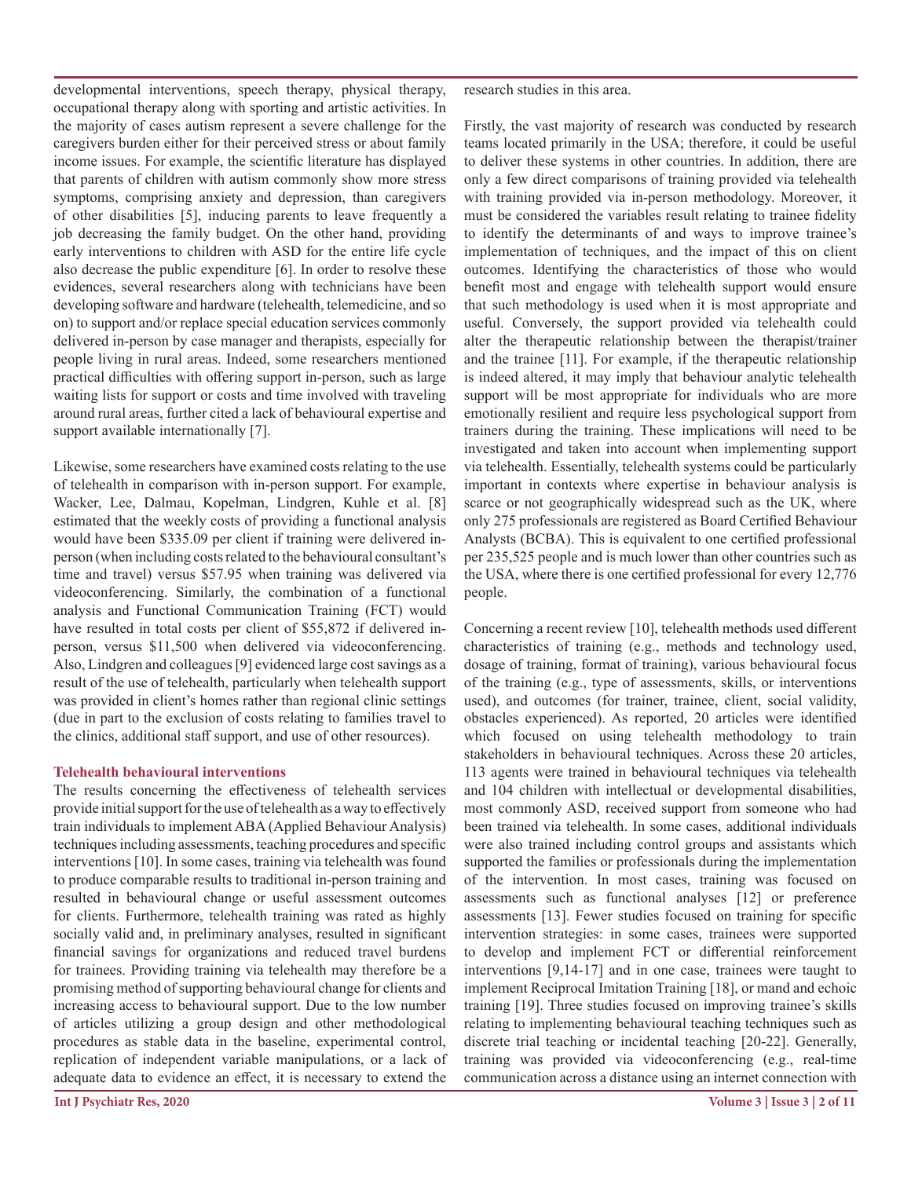developmental interventions, speech therapy, physical therapy, occupational therapy along with sporting and artistic activities. In the majority of cases autism represent a severe challenge for the caregivers burden either for their perceived stress or about family income issues. For example, the scientific literature has displayed that parents of children with autism commonly show more stress symptoms, comprising anxiety and depression, than caregivers of other disabilities [5], inducing parents to leave frequently a job decreasing the family budget. On the other hand, providing early interventions to children with ASD for the entire life cycle also decrease the public expenditure [6]. In order to resolve these evidences, several researchers along with technicians have been developing software and hardware (telehealth, telemedicine, and so on) to support and/or replace special education services commonly delivered in-person by case manager and therapists, especially for people living in rural areas. Indeed, some researchers mentioned practical difficulties with offering support in-person, such as large waiting lists for support or costs and time involved with traveling around rural areas, further cited a lack of behavioural expertise and support available internationally [7].

Likewise, some researchers have examined costs relating to the use of telehealth in comparison with in-person support. For example, Wacker, Lee, Dalmau, Kopelman, Lindgren, Kuhle et al. [8] estimated that the weekly costs of providing a functional analysis would have been $335.09 per client if training were delivered in-person (when including costs related to the behavioural consultant's time and travel) versus $57.95 when training was delivered via videoconferencing. Similarly, the combination of a functional analysis and Functional Communication Training (FCT) would have resulted in total costs per client of $55,872 if delivered in-person, versus $11,500 when delivered via videoconferencing. Also, Lindgren and colleagues [9] evidenced large cost savings as a result of the use of telehealth, particularly when telehealth support was provided in client's homes rather than regional clinic settings (due in part to the exclusion of costs relating to families travel to the clinics, additional staff support, and use of other resources).

### Telehealth behavioural interventions

The results concerning the effectiveness of telehealth services provide initial support for the use of telehealth as a way to effectively train individuals to implement ABA (Applied Behaviour Analysis) techniques including assessments, teaching procedures and specific interventions [10]. In some cases, training via telehealth was found to produce comparable results to traditional in-person training and resulted in behavioural change or useful assessment outcomes for clients. Furthermore, telehealth training was rated as highly socially valid and, in preliminary analyses, resulted in significant financial savings for organizations and reduced travel burdens for trainees. Providing training via telehealth may therefore be a promising method of supporting behavioural change for clients and increasing access to behavioural support. Due to the low number of articles utilizing a group design and other methodological procedures as stable data in the baseline, experimental control, replication of independent variable manipulations, or a lack of adequate data to evidence an effect, it is necessary to extend the research studies in this area.

Firstly, the vast majority of research was conducted by research teams located primarily in the USA; therefore, it could be useful to deliver these systems in other countries. In addition, there are only a few direct comparisons of training provided via telehealth with training provided via in-person methodology. Moreover, it must be considered the variables result relating to trainee fidelity to identify the determinants of and ways to improve trainee's implementation of techniques, and the impact of this on client outcomes. Identifying the characteristics of those who would benefit most and engage with telehealth support would ensure that such methodology is used when it is most appropriate and useful. Conversely, the support provided via telehealth could alter the therapeutic relationship between the therapist/trainer and the trainee [11]. For example, if the therapeutic relationship is indeed altered, it may imply that behaviour analytic telehealth support will be most appropriate for individuals who are more emotionally resilient and require less psychological support from trainers during the training. These implications will need to be investigated and taken into account when implementing support via telehealth. Essentially, telehealth systems could be particularly important in contexts where expertise in behaviour analysis is scarce or not geographically widespread such as the UK, where only 275 professionals are registered as Board Certified Behaviour Analysts (BCBA). This is equivalent to one certified professional per 235,525 people and is much lower than other countries such as the USA, where there is one certified professional for every 12,776 people.

Concerning a recent review [10], telehealth methods used different characteristics of training (e.g., methods and technology used, dosage of training, format of training), various behavioural focus of the training (e.g., type of assessments, skills, or interventions used), and outcomes (for trainer, trainee, client, social validity, obstacles experienced). As reported, 20 articles were identified which focused on using telehealth methodology to train stakeholders in behavioural techniques. Across these 20 articles, 113 agents were trained in behavioural techniques via telehealth and 104 children with intellectual or developmental disabilities, most commonly ASD, received support from someone who had been trained via telehealth. In some cases, additional individuals were also trained including control groups and assistants which supported the families or professionals during the implementation of the intervention. In most cases, training was focused on assessments such as functional analyses [12] or preference assessments [13]. Fewer studies focused on training for specific intervention strategies: in some cases, trainees were supported to develop and implement FCT or differential reinforcement interventions [9,14-17] and in one case, trainees were taught to implement Reciprocal Imitation Training [18], or mand and echoic training [19]. Three studies focused on improving trainee's skills relating to implementing behavioural teaching techniques such as discrete trial teaching or incidental teaching [20-22]. Generally, training was provided via videoconferencing (e.g., real-time communication across a distance using an internet connection with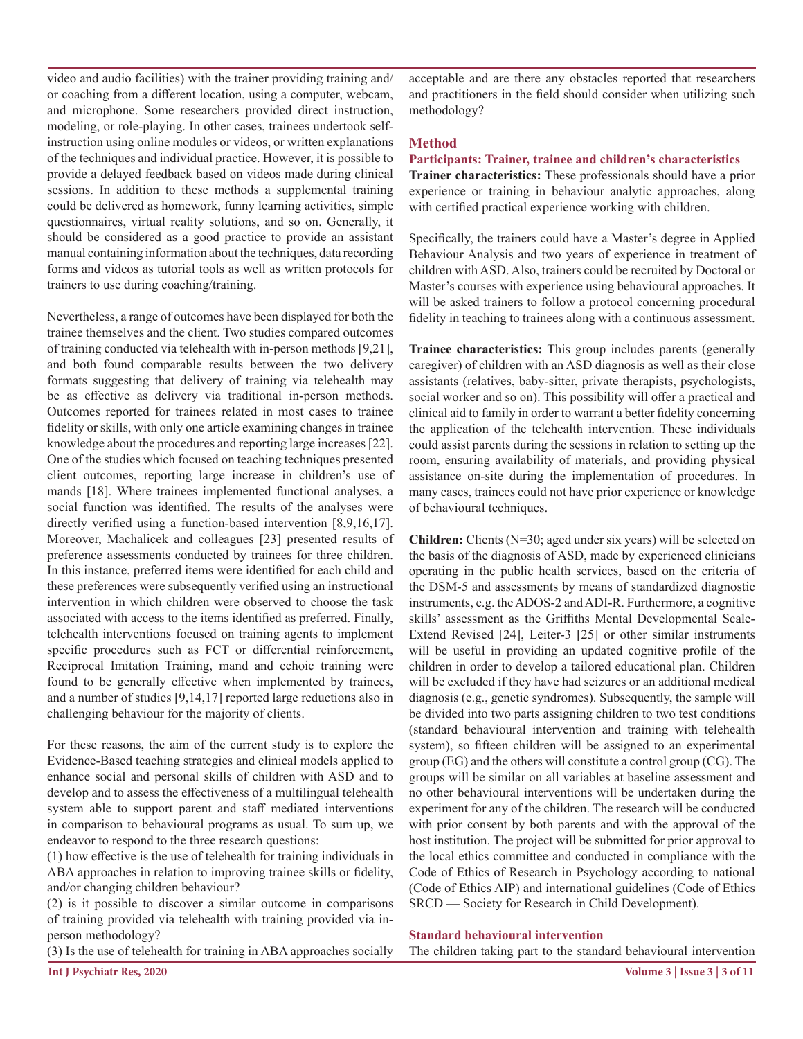video and audio facilities) with the trainer providing training and/or coaching from a different location, using a computer, webcam, and microphone. Some researchers provided direct instruction, modeling, or role-playing. In other cases, trainees undertook self-instruction using online modules or videos, or written explanations of the techniques and individual practice. However, it is possible to provide a delayed feedback based on videos made during clinical sessions. In addition to these methods a supplemental training could be delivered as homework, funny learning activities, simple questionnaires, virtual reality solutions, and so on. Generally, it should be considered as a good practice to provide an assistant manual containing information about the techniques, data recording forms and videos as tutorial tools as well as written protocols for trainers to use during coaching/training.

Nevertheless, a range of outcomes have been displayed for both the trainee themselves and the client. Two studies compared outcomes of training conducted via telehealth with in-person methods [9,21], and both found comparable results between the two delivery formats suggesting that delivery of training via telehealth may be as effective as delivery via traditional in-person methods. Outcomes reported for trainees related in most cases to trainee fidelity or skills, with only one article examining changes in trainee knowledge about the procedures and reporting large increases [22]. One of the studies which focused on teaching techniques presented client outcomes, reporting large increase in children's use of mands [18]. Where trainees implemented functional analyses, a social function was identified. The results of the analyses were directly verified using a function-based intervention [8,9,16,17]. Moreover, Machalicek and colleagues [23] presented results of preference assessments conducted by trainees for three children. In this instance, preferred items were identified for each child and these preferences were subsequently verified using an instructional intervention in which children were observed to choose the task associated with access to the items identified as preferred. Finally, telehealth interventions focused on training agents to implement specific procedures such as FCT or differential reinforcement, Reciprocal Imitation Training, mand and echoic training were found to be generally effective when implemented by trainees, and a number of studies [9,14,17] reported large reductions also in challenging behaviour for the majority of clients.

For these reasons, the aim of the current study is to explore the Evidence-Based teaching strategies and clinical models applied to enhance social and personal skills of children with ASD and to develop and to assess the effectiveness of a multilingual telehealth system able to support parent and staff mediated interventions in comparison to behavioural programs as usual. To sum up, we endeavor to respond to the three research questions:

(1) how effective is the use of telehealth for training individuals in ABA approaches in relation to improving trainee skills or fidelity, and/or changing children behaviour?

(2) is it possible to discover a similar outcome in comparisons of training provided via telehealth with training provided via in-person methodology?

(3) Is the use of telehealth for training in ABA approaches socially acceptable and are there any obstacles reported that researchers and practitioners in the field should consider when utilizing such methodology?

## Method

### Participants: Trainer, trainee and children's characteristics

**Trainer characteristics:** These professionals should have a prior experience or training in behaviour analytic approaches, along with certified practical experience working with children.

Specifically, the trainers could have a Master's degree in Applied Behaviour Analysis and two years of experience in treatment of children with ASD. Also, trainers could be recruited by Doctoral or Master's courses with experience using behavioural approaches. It will be asked trainers to follow a protocol concerning procedural fidelity in teaching to trainees along with a continuous assessment.

**Trainee characteristics:** This group includes parents (generally caregiver) of children with an ASD diagnosis as well as their close assistants (relatives, baby-sitter, private therapists, psychologists, social worker and so on). This possibility will offer a practical and clinical aid to family in order to warrant a better fidelity concerning the application of the telehealth intervention. These individuals could assist parents during the sessions in relation to setting up the room, ensuring availability of materials, and providing physical assistance on-site during the implementation of procedures. In many cases, trainees could not have prior experience or knowledge of behavioural techniques.

**Children:** Clients (N=30; aged under six years) will be selected on the basis of the diagnosis of ASD, made by experienced clinicians operating in the public health services, based on the criteria of the DSM-5 and assessments by means of standardized diagnostic instruments, e.g. the ADOS-2 and ADI-R. Furthermore, a cognitive skills' assessment as the Griffiths Mental Developmental Scale-Extend Revised [24], Leiter-3 [25] or other similar instruments will be useful in providing an updated cognitive profile of the children in order to develop a tailored educational plan. Children will be excluded if they have had seizures or an additional medical diagnosis (e.g., genetic syndromes). Subsequently, the sample will be divided into two parts assigning children to two test conditions (standard behavioural intervention and training with telehealth system), so fifteen children will be assigned to an experimental group (EG) and the others will constitute a control group (CG). The groups will be similar on all variables at baseline assessment and no other behavioural interventions will be undertaken during the experiment for any of the children. The research will be conducted with prior consent by both parents and with the approval of the host institution. The project will be submitted for prior approval to the local ethics committee and conducted in compliance with the Code of Ethics of Research in Psychology according to national (Code of Ethics AIP) and international guidelines (Code of Ethics SRCD — Society for Research in Child Development).

### Standard behavioural intervention

The children taking part to the standard behavioural intervention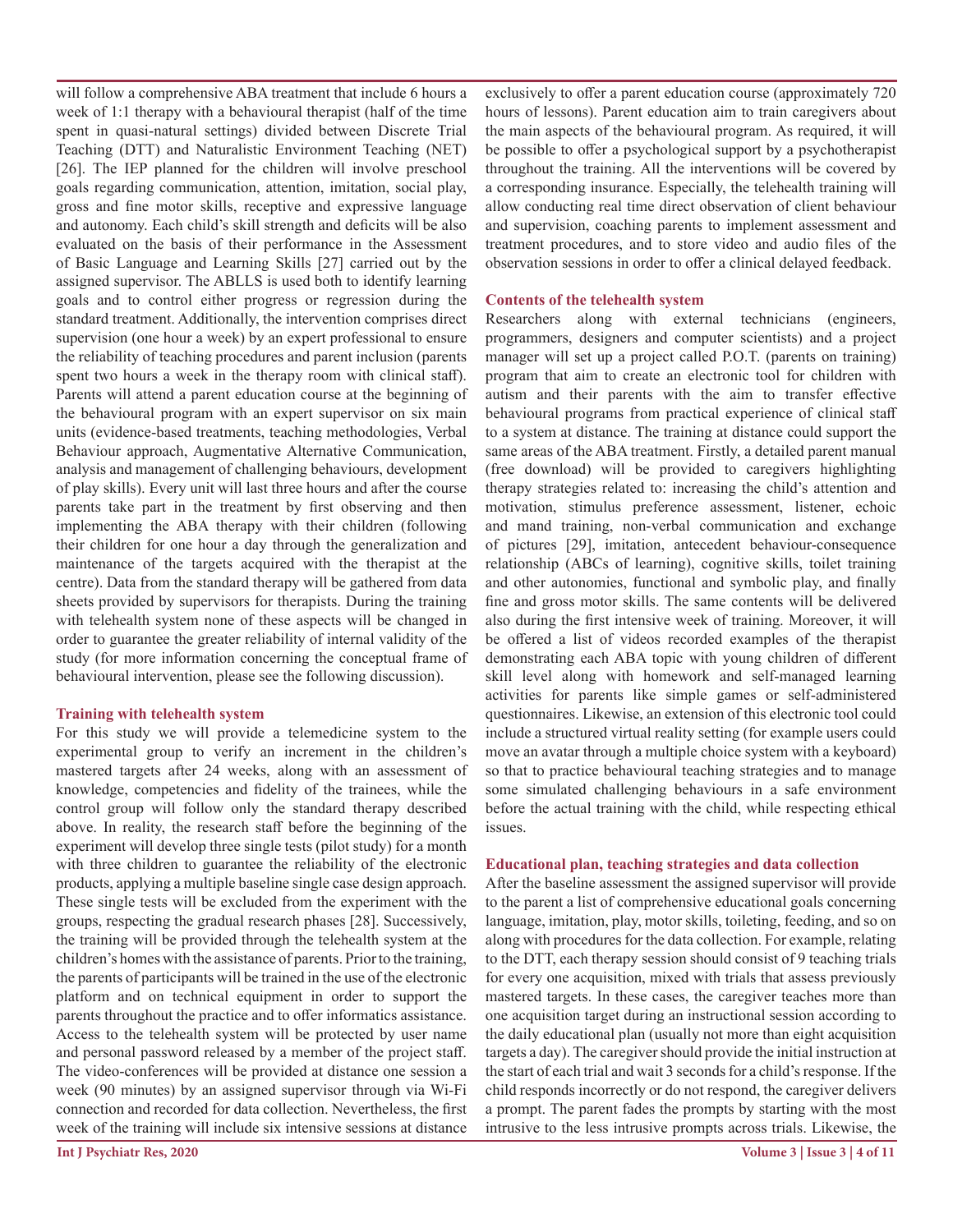will follow a comprehensive ABA treatment that include 6 hours a week of 1:1 therapy with a behavioural therapist (half of the time spent in quasi-natural settings) divided between Discrete Trial Teaching (DTT) and Naturalistic Environment Teaching (NET) [26]. The IEP planned for the children will involve preschool goals regarding communication, attention, imitation, social play, gross and fine motor skills, receptive and expressive language and autonomy. Each child's skill strength and deficits will be also evaluated on the basis of their performance in the Assessment of Basic Language and Learning Skills [27] carried out by the assigned supervisor. The ABLLS is used both to identify learning goals and to control either progress or regression during the standard treatment. Additionally, the intervention comprises direct supervision (one hour a week) by an expert professional to ensure the reliability of teaching procedures and parent inclusion (parents spent two hours a week in the therapy room with clinical staff). Parents will attend a parent education course at the beginning of the behavioural program with an expert supervisor on six main units (evidence-based treatments, teaching methodologies, Verbal Behaviour approach, Augmentative Alternative Communication, analysis and management of challenging behaviours, development of play skills). Every unit will last three hours and after the course parents take part in the treatment by first observing and then implementing the ABA therapy with their children (following their children for one hour a day through the generalization and maintenance of the targets acquired with the therapist at the centre). Data from the standard therapy will be gathered from data sheets provided by supervisors for therapists. During the training with telehealth system none of these aspects will be changed in order to guarantee the greater reliability of internal validity of the study (for more information concerning the conceptual frame of behavioural intervention, please see the following discussion).

### Training with telehealth system

For this study we will provide a telemedicine system to the experimental group to verify an increment in the children's mastered targets after 24 weeks, along with an assessment of knowledge, competencies and fidelity of the trainees, while the control group will follow only the standard therapy described above. In reality, the research staff before the beginning of the experiment will develop three single tests (pilot study) for a month with three children to guarantee the reliability of the electronic products, applying a multiple baseline single case design approach. These single tests will be excluded from the experiment with the groups, respecting the gradual research phases [28]. Successively, the training will be provided through the telehealth system at the children's homes with the assistance of parents. Prior to the training, the parents of participants will be trained in the use of the electronic platform and on technical equipment in order to support the parents throughout the practice and to offer informatics assistance. Access to the telehealth system will be protected by user name and personal password released by a member of the project staff. The video-conferences will be provided at distance one session a week (90 minutes) by an assigned supervisor through via Wi-Fi connection and recorded for data collection. Nevertheless, the first week of the training will include six intensive sessions at distance exclusively to offer a parent education course (approximately 720 hours of lessons). Parent education aim to train caregivers about the main aspects of the behavioural program. As required, it will be possible to offer a psychological support by a psychotherapist throughout the training. All the interventions will be covered by a corresponding insurance. Especially, the telehealth training will allow conducting real time direct observation of client behaviour and supervision, coaching parents to implement assessment and treatment procedures, and to store video and audio files of the observation sessions in order to offer a clinical delayed feedback.

### Contents of the telehealth system

Researchers along with external technicians (engineers, programmers, designers and computer scientists) and a project manager will set up a project called P.O.T. (parents on training) program that aim to create an electronic tool for children with autism and their parents with the aim to transfer effective behavioural programs from practical experience of clinical staff to a system at distance. The training at distance could support the same areas of the ABA treatment. Firstly, a detailed parent manual (free download) will be provided to caregivers highlighting therapy strategies related to: increasing the child's attention and motivation, stimulus preference assessment, listener, echoic and mand training, non-verbal communication and exchange of pictures [29], imitation, antecedent behaviour-consequence relationship (ABCs of learning), cognitive skills, toilet training and other autonomies, functional and symbolic play, and finally fine and gross motor skills. The same contents will be delivered also during the first intensive week of training. Moreover, it will be offered a list of videos recorded examples of the therapist demonstrating each ABA topic with young children of different skill level along with homework and self-managed learning activities for parents like simple games or self-administered questionnaires. Likewise, an extension of this electronic tool could include a structured virtual reality setting (for example users could move an avatar through a multiple choice system with a keyboard) so that to practice behavioural teaching strategies and to manage some simulated challenging behaviours in a safe environment before the actual training with the child, while respecting ethical issues.

### Educational plan, teaching strategies and data collection

After the baseline assessment the assigned supervisor will provide to the parent a list of comprehensive educational goals concerning language, imitation, play, motor skills, toileting, feeding, and so on along with procedures for the data collection. For example, relating to the DTT, each therapy session should consist of 9 teaching trials for every one acquisition, mixed with trials that assess previously mastered targets. In these cases, the caregiver teaches more than one acquisition target during an instructional session according to the daily educational plan (usually not more than eight acquisition targets a day). The caregiver should provide the initial instruction at the start of each trial and wait 3 seconds for a child's response. If the child responds incorrectly or do not respond, the caregiver delivers a prompt. The parent fades the prompts by starting with the most intrusive to the less intrusive prompts across trials. Likewise, the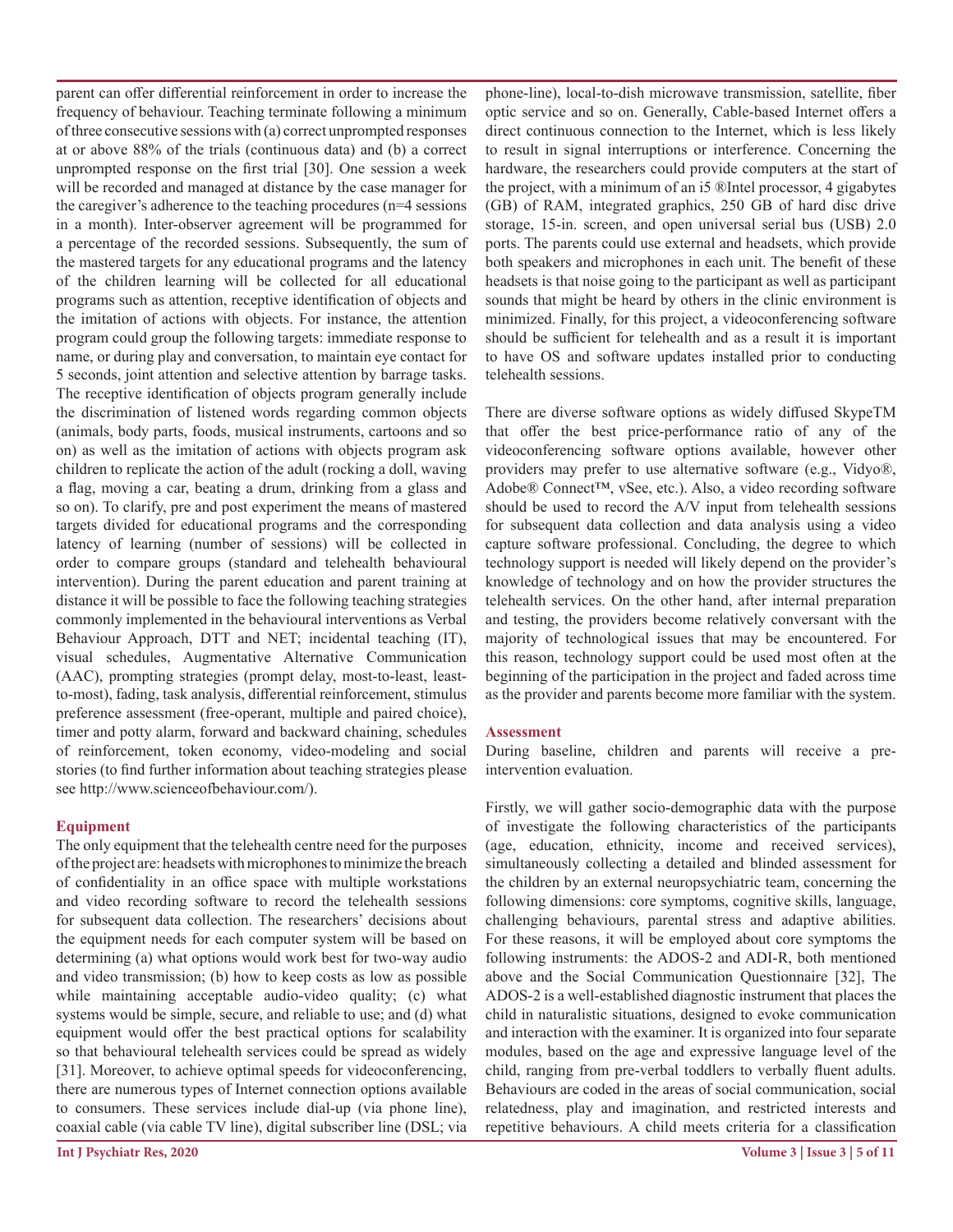parent can offer differential reinforcement in order to increase the frequency of behaviour. Teaching terminate following a minimum of three consecutive sessions with (a) correct unprompted responses at or above 88% of the trials (continuous data) and (b) a correct unprompted response on the first trial [30]. One session a week will be recorded and managed at distance by the case manager for the caregiver's adherence to the teaching procedures (n=4 sessions in a month). Inter-observer agreement will be programmed for a percentage of the recorded sessions. Subsequently, the sum of the mastered targets for any educational programs and the latency of the children learning will be collected for all educational programs such as attention, receptive identification of objects and the imitation of actions with objects. For instance, the attention program could group the following targets: immediate response to name, or during play and conversation, to maintain eye contact for 5 seconds, joint attention and selective attention by barrage tasks. The receptive identification of objects program generally include the discrimination of listened words regarding common objects (animals, body parts, foods, musical instruments, cartoons and so on) as well as the imitation of actions with objects program ask children to replicate the action of the adult (rocking a doll, waving a flag, moving a car, beating a drum, drinking from a glass and so on). To clarify, pre and post experiment the means of mastered targets divided for educational programs and the corresponding latency of learning (number of sessions) will be collected in order to compare groups (standard and telehealth behavioural intervention). During the parent education and parent training at distance it will be possible to face the following teaching strategies commonly implemented in the behavioural interventions as Verbal Behaviour Approach, DTT and NET; incidental teaching (IT), visual schedules, Augmentative Alternative Communication (AAC), prompting strategies (prompt delay, most-to-least, least-to-most), fading, task analysis, differential reinforcement, stimulus preference assessment (free-operant, multiple and paired choice), timer and potty alarm, forward and backward chaining, schedules of reinforcement, token economy, video-modeling and social stories (to find further information about teaching strategies please see http://www.scienceofbehaviour.com/).

## Equipment

The only equipment that the telehealth centre need for the purposes of the project are: headsets with microphones to minimize the breach of confidentiality in an office space with multiple workstations and video recording software to record the telehealth sessions for subsequent data collection. The researchers' decisions about the equipment needs for each computer system will be based on determining (a) what options would work best for two-way audio and video transmission; (b) how to keep costs as low as possible while maintaining acceptable audio-video quality; (c) what systems would be simple, secure, and reliable to use; and (d) what equipment would offer the best practical options for scalability so that behavioural telehealth services could be spread as widely [31]. Moreover, to achieve optimal speeds for videoconferencing, there are numerous types of Internet connection options available to consumers. These services include dial-up (via phone line), coaxial cable (via cable TV line), digital subscriber line (DSL; via phone-line), local-to-dish microwave transmission, satellite, fiber optic service and so on. Generally, Cable-based Internet offers a direct continuous connection to the Internet, which is less likely to result in signal interruptions or interference. Concerning the hardware, the researchers could provide computers at the start of the project, with a minimum of an i5 ®Intel processor, 4 gigabytes (GB) of RAM, integrated graphics, 250 GB of hard disc drive storage, 15-in. screen, and open universal serial bus (USB) 2.0 ports. The parents could use external and headsets, which provide both speakers and microphones in each unit. The benefit of these headsets is that noise going to the participant as well as participant sounds that might be heard by others in the clinic environment is minimized. Finally, for this project, a videoconferencing software should be sufficient for telehealth and as a result it is important to have OS and software updates installed prior to conducting telehealth sessions.

There are diverse software options as widely diffused SkypeTM that offer the best price-performance ratio of any of the videoconferencing software options available, however other providers may prefer to use alternative software (e.g., Vidyo®, Adobe® Connect™, vSee, etc.). Also, a video recording software should be used to record the A/V input from telehealth sessions for subsequent data collection and data analysis using a video capture software professional. Concluding, the degree to which technology support is needed will likely depend on the provider's knowledge of technology and on how the provider structures the telehealth services. On the other hand, after internal preparation and testing, the providers become relatively conversant with the majority of technological issues that may be encountered. For this reason, technology support could be used most often at the beginning of the participation in the project and faded across time as the provider and parents become more familiar with the system.

## Assessment

During baseline, children and parents will receive a pre-intervention evaluation.

Firstly, we will gather socio-demographic data with the purpose of investigate the following characteristics of the participants (age, education, ethnicity, income and received services), simultaneously collecting a detailed and blinded assessment for the children by an external neuropsychiatric team, concerning the following dimensions: core symptoms, cognitive skills, language, challenging behaviours, parental stress and adaptive abilities. For these reasons, it will be employed about core symptoms the following instruments: the ADOS-2 and ADI-R, both mentioned above and the Social Communication Questionnaire [32], The ADOS-2 is a well-established diagnostic instrument that places the child in naturalistic situations, designed to evoke communication and interaction with the examiner. It is organized into four separate modules, based on the age and expressive language level of the child, ranging from pre-verbal toddlers to verbally fluent adults. Behaviours are coded in the areas of social communication, social relatedness, play and imagination, and restricted interests and repetitive behaviours. A child meets criteria for a classification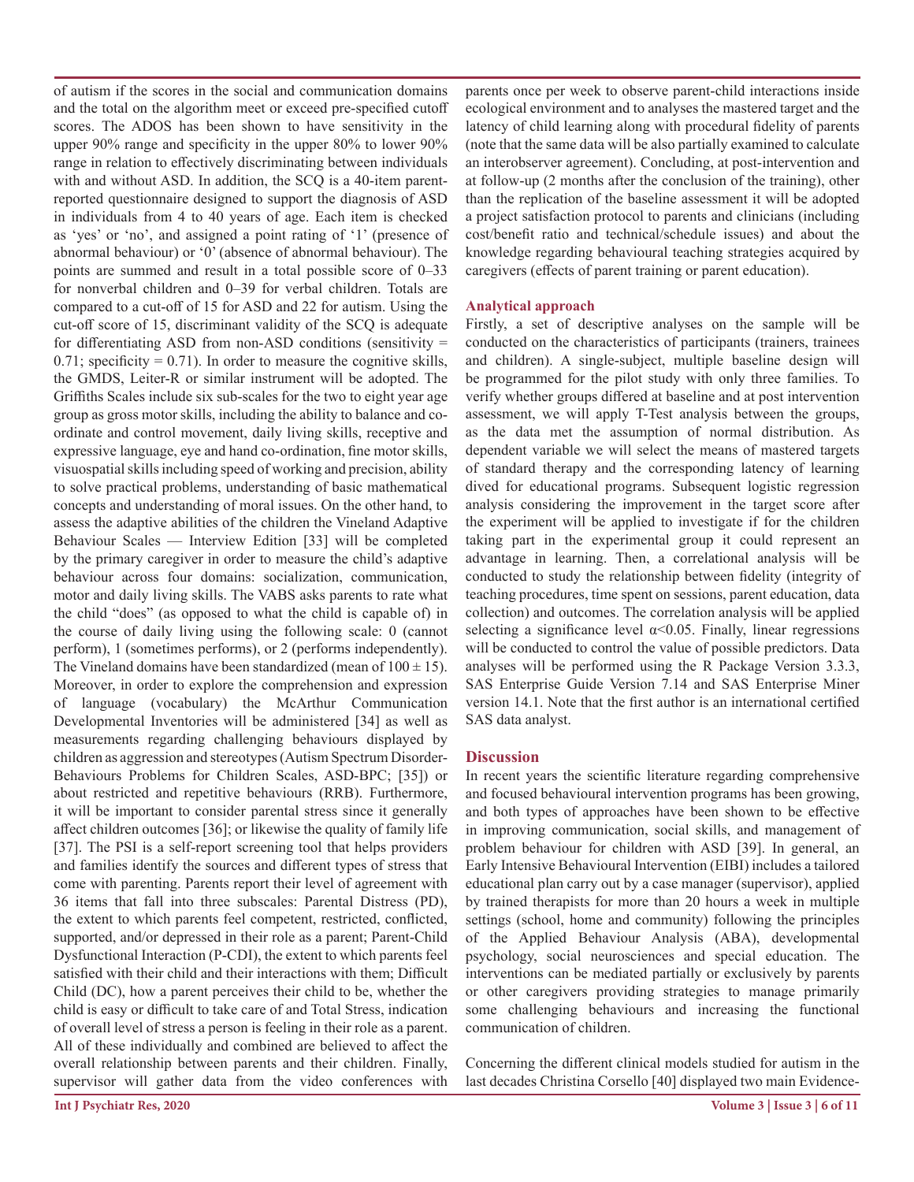of autism if the scores in the social and communication domains and the total on the algorithm meet or exceed pre-specified cutoff scores. The ADOS has been shown to have sensitivity in the upper 90% range and specificity in the upper 80% to lower 90% range in relation to effectively discriminating between individuals with and without ASD. In addition, the SCQ is a 40-item parent-reported questionnaire designed to support the diagnosis of ASD in individuals from 4 to 40 years of age. Each item is checked as 'yes' or 'no', and assigned a point rating of '1' (presence of abnormal behaviour) or '0' (absence of abnormal behaviour). The points are summed and result in a total possible score of 0–33 for nonverbal children and 0–39 for verbal children. Totals are compared to a cut-off of 15 for ASD and 22 for autism. Using the cut-off score of 15, discriminant validity of the SCQ is adequate for differentiating ASD from non-ASD conditions (sensitivity = 0.71; specificity = 0.71). In order to measure the cognitive skills, the GMDS, Leiter-R or similar instrument will be adopted. The Griffiths Scales include six sub-scales for the two to eight year age group as gross motor skills, including the ability to balance and co-ordinate and control movement, daily living skills, receptive and expressive language, eye and hand co-ordination, fine motor skills, visuospatial skills including speed of working and precision, ability to solve practical problems, understanding of basic mathematical concepts and understanding of moral issues. On the other hand, to assess the adaptive abilities of the children the Vineland Adaptive Behaviour Scales — Interview Edition [33] will be completed by the primary caregiver in order to measure the child's adaptive behaviour across four domains: socialization, communication, motor and daily living skills. The VABS asks parents to rate what the child "does" (as opposed to what the child is capable of) in the course of daily living using the following scale: 0 (cannot perform), 1 (sometimes performs), or 2 (performs independently). The Vineland domains have been standardized (mean of $100 \pm 15$). Moreover, in order to explore the comprehension and expression of language (vocabulary) the McArthur Communication Developmental Inventories will be administered [34] as well as measurements regarding challenging behaviours displayed by children as aggression and stereotypes (Autism Spectrum Disorder-Behaviours Problems for Children Scales, ASD-BPC; [35]) or about restricted and repetitive behaviours (RRB). Furthermore, it will be important to consider parental stress since it generally affect children outcomes [36]; or likewise the quality of family life [37]. The PSI is a self-report screening tool that helps providers and families identify the sources and different types of stress that come with parenting. Parents report their level of agreement with 36 items that fall into three subscales: Parental Distress (PD), the extent to which parents feel competent, restricted, conflicted, supported, and/or depressed in their role as a parent; Parent-Child Dysfunctional Interaction (P-CDI), the extent to which parents feel satisfied with their child and their interactions with them; Difficult Child (DC), how a parent perceives their child to be, whether the child is easy or difficult to take care of and Total Stress, indication of overall level of stress a person is feeling in their role as a parent. All of these individually and combined are believed to affect the overall relationship between parents and their children. Finally, supervisor will gather data from the video conferences with parents once per week to observe parent-child interactions inside ecological environment and to analyses the mastered target and the latency of child learning along with procedural fidelity of parents (note that the same data will be also partially examined to calculate an interobserver agreement). Concluding, at post-intervention and at follow-up (2 months after the conclusion of the training), other than the replication of the baseline assessment it will be adopted a project satisfaction protocol to parents and clinicians (including cost/benefit ratio and technical/schedule issues) and about the knowledge regarding behavioural teaching strategies acquired by caregivers (effects of parent training or parent education).

### Analytical approach

Firstly, a set of descriptive analyses on the sample will be conducted on the characteristics of participants (trainers, trainees and children). A single-subject, multiple baseline design will be programmed for the pilot study with only three families. To verify whether groups differed at baseline and at post intervention assessment, we will apply T-Test analysis between the groups, as the data met the assumption of normal distribution. As dependent variable we will select the means of mastered targets of standard therapy and the corresponding latency of learning dived for educational programs. Subsequent logistic regression analysis considering the improvement in the target score after the experiment will be applied to investigate if for the children taking part in the experimental group it could represent an advantage in learning. Then, a correlational analysis will be conducted to study the relationship between fidelity (integrity of teaching procedures, time spent on sessions, parent education, data collection) and outcomes. The correlation analysis will be applied selecting a significance level $\alpha<0.05$. Finally, linear regressions will be conducted to control the value of possible predictors. Data analyses will be performed using the R Package Version 3.3.3, SAS Enterprise Guide Version 7.14 and SAS Enterprise Miner version 14.1. Note that the first author is an international certified SAS data analyst.

## Discussion

In recent years the scientific literature regarding comprehensive and focused behavioural intervention programs has been growing, and both types of approaches have been shown to be effective in improving communication, social skills, and management of problem behaviour for children with ASD [39]. In general, an Early Intensive Behavioural Intervention (EIBI) includes a tailored educational plan carry out by a case manager (supervisor), applied by trained therapists for more than 20 hours a week in multiple settings (school, home and community) following the principles of the Applied Behaviour Analysis (ABA), developmental psychology, social neurosciences and special education. The interventions can be mediated partially or exclusively by parents or other caregivers providing strategies to manage primarily some challenging behaviours and increasing the functional communication of children.

Concerning the different clinical models studied for autism in the last decades Christina Corsello [40] displayed two main Evidence-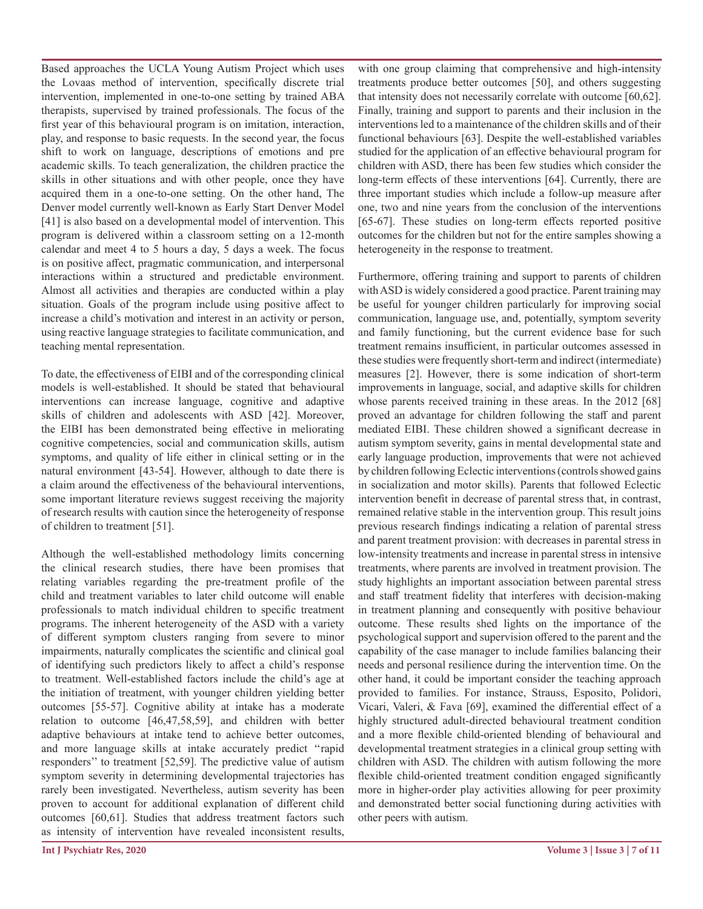Based approaches the UCLA Young Autism Project which uses the Lovaas method of intervention, specifically discrete trial intervention, implemented in one-to-one setting by trained ABA therapists, supervised by trained professionals. The focus of the first year of this behavioural program is on imitation, interaction, play, and response to basic requests. In the second year, the focus shift to work on language, descriptions of emotions and pre academic skills. To teach generalization, the children practice the skills in other situations and with other people, once they have acquired them in a one-to-one setting. On the other hand, The Denver model currently well-known as Early Start Denver Model [41] is also based on a developmental model of intervention. This program is delivered within a classroom setting on a 12-month calendar and meet 4 to 5 hours a day, 5 days a week. The focus is on positive affect, pragmatic communication, and interpersonal interactions within a structured and predictable environment. Almost all activities and therapies are conducted within a play situation. Goals of the program include using positive affect to increase a child's motivation and interest in an activity or person, using reactive language strategies to facilitate communication, and teaching mental representation.

To date, the effectiveness of EIBI and of the corresponding clinical models is well-established. It should be stated that behavioural interventions can increase language, cognitive and adaptive skills of children and adolescents with ASD [42]. Moreover, the EIBI has been demonstrated being effective in meliorating cognitive competencies, social and communication skills, autism symptoms, and quality of life either in clinical setting or in the natural environment [43-54]. However, although to date there is a claim around the effectiveness of the behavioural interventions, some important literature reviews suggest receiving the majority of research results with caution since the heterogeneity of response of children to treatment [51].

Although the well-established methodology limits concerning the clinical research studies, there have been promises that relating variables regarding the pre-treatment profile of the child and treatment variables to later child outcome will enable professionals to match individual children to specific treatment programs. The inherent heterogeneity of the ASD with a variety of different symptom clusters ranging from severe to minor impairments, naturally complicates the scientific and clinical goal of identifying such predictors likely to affect a child's response to treatment. Well-established factors include the child's age at the initiation of treatment, with younger children yielding better outcomes [55-57]. Cognitive ability at intake has a moderate relation to outcome [46,47,58,59], and children with better adaptive behaviours at intake tend to achieve better outcomes, and more language skills at intake accurately predict ''rapid responders'' to treatment [52,59]. The predictive value of autism symptom severity in determining developmental trajectories has rarely been investigated. Nevertheless, autism severity has been proven to account for additional explanation of different child outcomes [60,61]. Studies that address treatment factors such as intensity of intervention have revealed inconsistent results, with one group claiming that comprehensive and high-intensity treatments produce better outcomes [50], and others suggesting that intensity does not necessarily correlate with outcome [60,62]. Finally, training and support to parents and their inclusion in the interventions led to a maintenance of the children skills and of their functional behaviours [63]. Despite the well-established variables studied for the application of an effective behavioural program for children with ASD, there has been few studies which consider the long-term effects of these interventions [64]. Currently, there are three important studies which include a follow-up measure after one, two and nine years from the conclusion of the interventions [65-67]. These studies on long-term effects reported positive outcomes for the children but not for the entire samples showing a heterogeneity in the response to treatment.

Furthermore, offering training and support to parents of children with ASD is widely considered a good practice. Parent training may be useful for younger children particularly for improving social communication, language use, and, potentially, symptom severity and family functioning, but the current evidence base for such treatment remains insufficient, in particular outcomes assessed in these studies were frequently short-term and indirect (intermediate) measures [2]. However, there is some indication of short-term improvements in language, social, and adaptive skills for children whose parents received training in these areas. In the 2012 [68] proved an advantage for children following the staff and parent mediated EIBI. These children showed a significant decrease in autism symptom severity, gains in mental developmental state and early language production, improvements that were not achieved by children following Eclectic interventions (controls showed gains in socialization and motor skills). Parents that followed Eclectic intervention benefit in decrease of parental stress that, in contrast, remained relative stable in the intervention group. This result joins previous research findings indicating a relation of parental stress and parent treatment provision: with decreases in parental stress in low-intensity treatments and increase in parental stress in intensive treatments, where parents are involved in treatment provision. The study highlights an important association between parental stress and staff treatment fidelity that interferes with decision-making in treatment planning and consequently with positive behaviour outcome. These results shed lights on the importance of the psychological support and supervision offered to the parent and the capability of the case manager to include families balancing their needs and personal resilience during the intervention time. On the other hand, it could be important consider the teaching approach provided to families. For instance, Strauss, Esposito, Polidori, Vicari, Valeri, & Fava [69], examined the differential effect of a highly structured adult-directed behavioural treatment condition and a more flexible child-oriented blending of behavioural and developmental treatment strategies in a clinical group setting with children with ASD. The children with autism following the more flexible child-oriented treatment condition engaged significantly more in higher-order play activities allowing for peer proximity and demonstrated better social functioning during activities with other peers with autism.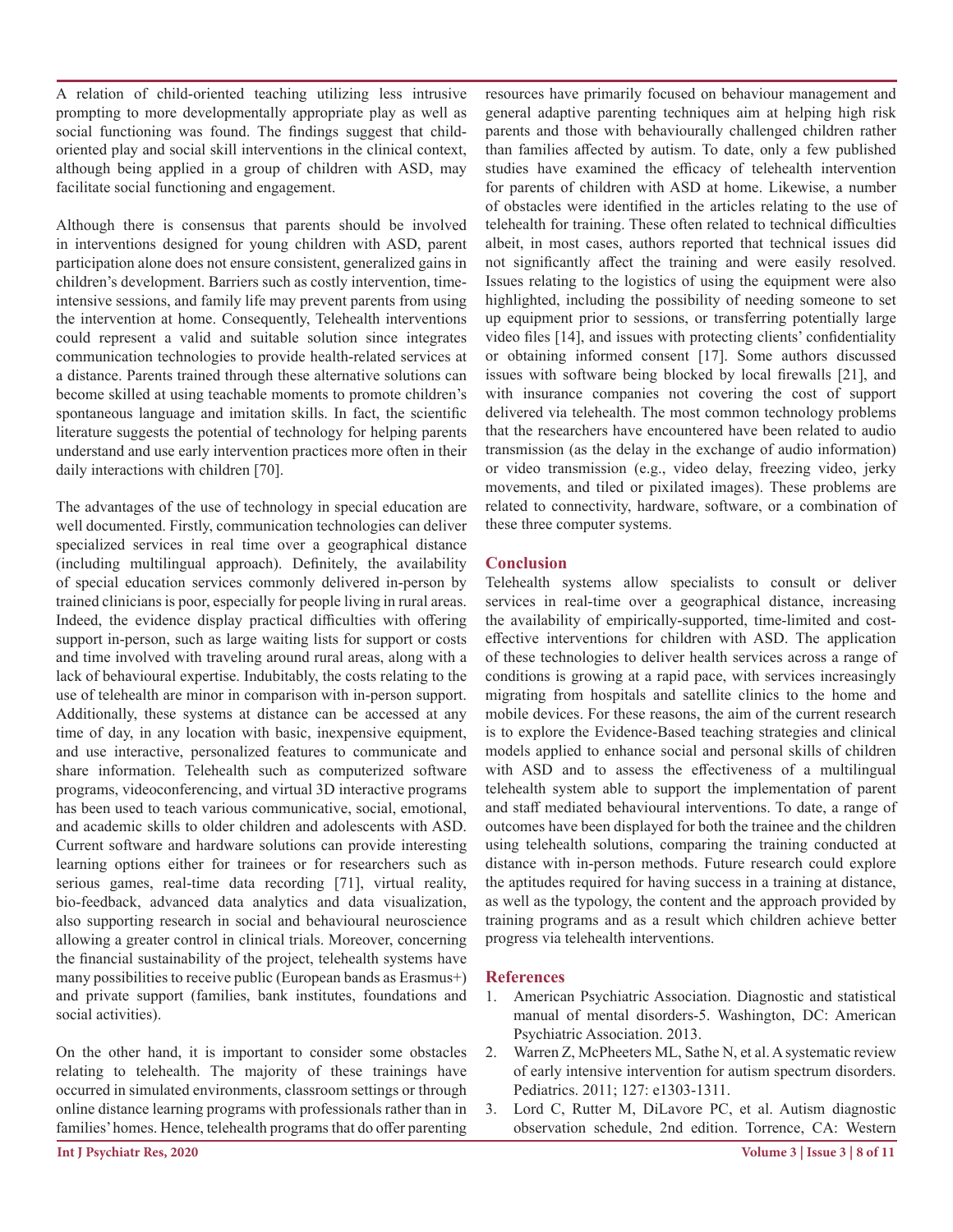A relation of child-oriented teaching utilizing less intrusive prompting to more developmentally appropriate play as well as social functioning was found. The findings suggest that child-oriented play and social skill interventions in the clinical context, although being applied in a group of children with ASD, may facilitate social functioning and engagement.

Although there is consensus that parents should be involved in interventions designed for young children with ASD, parent participation alone does not ensure consistent, generalized gains in children's development. Barriers such as costly intervention, time-intensive sessions, and family life may prevent parents from using the intervention at home. Consequently, Telehealth interventions could represent a valid and suitable solution since integrates communication technologies to provide health-related services at a distance. Parents trained through these alternative solutions can become skilled at using teachable moments to promote children's spontaneous language and imitation skills. In fact, the scientific literature suggests the potential of technology for helping parents understand and use early intervention practices more often in their daily interactions with children [70].

The advantages of the use of technology in special education are well documented. Firstly, communication technologies can deliver specialized services in real time over a geographical distance (including multilingual approach). Definitely, the availability of special education services commonly delivered in-person by trained clinicians is poor, especially for people living in rural areas. Indeed, the evidence display practical difficulties with offering support in-person, such as large waiting lists for support or costs and time involved with traveling around rural areas, along with a lack of behavioural expertise. Indubitably, the costs relating to the use of telehealth are minor in comparison with in-person support. Additionally, these systems at distance can be accessed at any time of day, in any location with basic, inexpensive equipment, and use interactive, personalized features to communicate and share information. Telehealth such as computerized software programs, videoconferencing, and virtual 3D interactive programs has been used to teach various communicative, social, emotional, and academic skills to older children and adolescents with ASD. Current software and hardware solutions can provide interesting learning options either for trainees or for researchers such as serious games, real-time data recording [71], virtual reality, bio-feedback, advanced data analytics and data visualization, also supporting research in social and behavioural neuroscience allowing a greater control in clinical trials. Moreover, concerning the financial sustainability of the project, telehealth systems have many possibilities to receive public (European bands as Erasmus+) and private support (families, bank institutes, foundations and social activities).

On the other hand, it is important to consider some obstacles relating to telehealth. The majority of these trainings have occurred in simulated environments, classroom settings or through online distance learning programs with professionals rather than in families' homes. Hence, telehealth programs that do offer parenting resources have primarily focused on behaviour management and general adaptive parenting techniques aim at helping high risk parents and those with behaviourally challenged children rather than families affected by autism. To date, only a few published studies have examined the efficacy of telehealth intervention for parents of children with ASD at home. Likewise, a number of obstacles were identified in the articles relating to the use of telehealth for training. These often related to technical difficulties albeit, in most cases, authors reported that technical issues did not significantly affect the training and were easily resolved. Issues relating to the logistics of using the equipment were also highlighted, including the possibility of needing someone to set up equipment prior to sessions, or transferring potentially large video files [14], and issues with protecting clients' confidentiality or obtaining informed consent [17]. Some authors discussed issues with software being blocked by local firewalls [21], and with insurance companies not covering the cost of support delivered via telehealth. The most common technology problems that the researchers have encountered have been related to audio transmission (as the delay in the exchange of audio information) or video transmission (e.g., video delay, freezing video, jerky movements, and tiled or pixilated images). These problems are related to connectivity, hardware, software, or a combination of these three computer systems.

## Conclusion

Telehealth systems allow specialists to consult or deliver services in real-time over a geographical distance, increasing the availability of empirically-supported, time-limited and cost-effective interventions for children with ASD. The application of these technologies to deliver health services across a range of conditions is growing at a rapid pace, with services increasingly migrating from hospitals and satellite clinics to the home and mobile devices. For these reasons, the aim of the current research is to explore the Evidence-Based teaching strategies and clinical models applied to enhance social and personal skills of children with ASD and to assess the effectiveness of a multilingual telehealth system able to support the implementation of parent and staff mediated behavioural interventions. To date, a range of outcomes have been displayed for both the trainee and the children using telehealth solutions, comparing the training conducted at distance with in-person methods. Future research could explore the aptitudes required for having success in a training at distance, as well as the typology, the content and the approach provided by training programs and as a result which children achieve better progress via telehealth interventions.

## References

1. American Psychiatric Association. Diagnostic and statistical manual of mental disorders-5. Washington, DC: American Psychiatric Association. 2013.
2. Warren Z, McPheeters ML, Sathe N, et al. A systematic review of early intensive intervention for autism spectrum disorders. Pediatrics. 2011; 127: e1303-1311.
3. Lord C, Rutter M, DiLavore PC, et al. Autism diagnostic observation schedule, 2nd edition. Torrence, CA: Western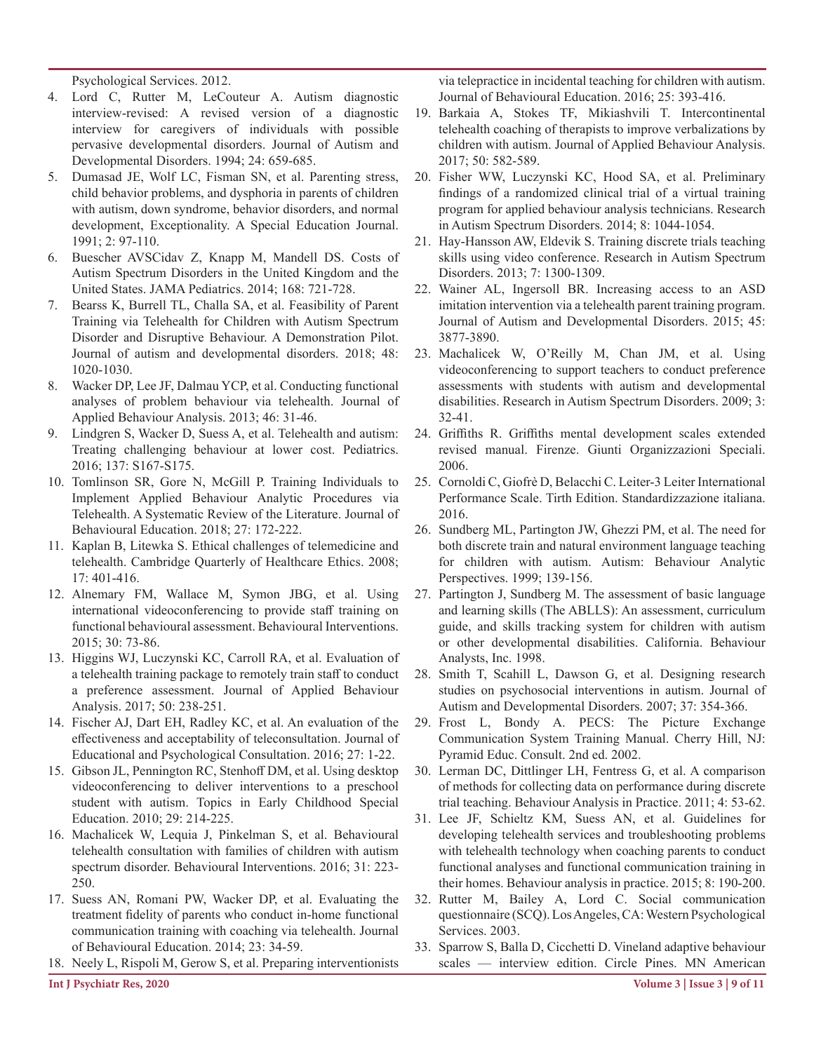Psychological Services. 2012.

4. Lord C, Rutter M, LeCouteur A. Autism diagnostic interview-revised: A revised version of a diagnostic interview for caregivers of individuals with possible pervasive developmental disorders. Journal of Autism and Developmental Disorders. 1994; 24: 659-685.
5. Dumasad JE, Wolf LC, Fisman SN, et al. Parenting stress, child behavior problems, and dysphoria in parents of children with autism, down syndrome, behavior disorders, and normal development, Exceptionality. A Special Education Journal. 1991; 2: 97-110.
6. Buescher AVSCidav Z, Knapp M, Mandell DS. Costs of Autism Spectrum Disorders in the United Kingdom and the United States. JAMA Pediatrics. 2014; 168: 721-728.
7. Bearss K, Burrell TL, Challa SA, et al. Feasibility of Parent Training via Telehealth for Children with Autism Spectrum Disorder and Disruptive Behaviour. A Demonstration Pilot. Journal of autism and developmental disorders. 2018; 48: 1020-1030.
8. Wacker DP, Lee JF, Dalmau YCP, et al. Conducting functional analyses of problem behaviour via telehealth. Journal of Applied Behaviour Analysis. 2013; 46: 31-46.
9. Lindgren S, Wacker D, Suess A, et al. Telehealth and autism: Treating challenging behaviour at lower cost. Pediatrics. 2016; 137: S167-S175.
10. Tomlinson SR, Gore N, McGill P. Training Individuals to Implement Applied Behaviour Analytic Procedures via Telehealth. A Systematic Review of the Literature. Journal of Behavioural Education. 2018; 27: 172-222.
11. Kaplan B, Litewka S. Ethical challenges of telemedicine and telehealth. Cambridge Quarterly of Healthcare Ethics. 2008; 17: 401-416.
12. Alnemary FM, Wallace M, Symon JBG, et al. Using international videoconferencing to provide staff training on functional behavioural assessment. Behavioural Interventions. 2015; 30: 73-86.
13. Higgins WJ, Luczynski KC, Carroll RA, et al. Evaluation of a telehealth training package to remotely train staff to conduct a preference assessment. Journal of Applied Behaviour Analysis. 2017; 50: 238-251.
14. Fischer AJ, Dart EH, Radley KC, et al. An evaluation of the effectiveness and acceptability of teleconsultation. Journal of Educational and Psychological Consultation. 2016; 27: 1-22.
15. Gibson JL, Pennington RC, Stenhoff DM, et al. Using desktop videoconferencing to deliver interventions to a preschool student with autism. Topics in Early Childhood Special Education. 2010; 29: 214-225.
16. Machalicek W, Lequia J, Pinkelman S, et al. Behavioural telehealth consultation with families of children with autism spectrum disorder. Behavioural Interventions. 2016; 31: 223-250.
17. Suess AN, Romani PW, Wacker DP, et al. Evaluating the treatment fidelity of parents who conduct in-home functional communication training with coaching via telehealth. Journal of Behavioural Education. 2014; 23: 34-59.
18. Neely L, Rispoli M, Gerow S, et al. Preparing interventionists via telepractice in incidental teaching for children with autism. Journal of Behavioural Education. 2016; 25: 393-416.
19. Barkaia A, Stokes TF, Mikiashvili T. Intercontinental telehealth coaching of therapists to improve verbalizations by children with autism. Journal of Applied Behaviour Analysis. 2017; 50: 582-589.
20. Fisher WW, Luczynski KC, Hood SA, et al. Preliminary findings of a randomized clinical trial of a virtual training program for applied behaviour analysis technicians. Research in Autism Spectrum Disorders. 2014; 8: 1044-1054.
21. Hay-Hansson AW, Eldevik S. Training discrete trials teaching skills using video conference. Research in Autism Spectrum Disorders. 2013; 7: 1300-1309.
22. Wainer AL, Ingersoll BR. Increasing access to an ASD imitation intervention via a telehealth parent training program. Journal of Autism and Developmental Disorders. 2015; 45: 3877-3890.
23. Machalicek W, O'Reilly M, Chan JM, et al. Using videoconferencing to support teachers to conduct preference assessments with students with autism and developmental disabilities. Research in Autism Spectrum Disorders. 2009; 3: 32-41.
24. Griffiths R. Griffiths mental development scales extended revised manual. Firenze. Giunti Organizzazioni Speciali. 2006.
25. Cornoldi C, Giofrè D, Belacchi C. Leiter-3 Leiter International Performance Scale. Tirth Edition. Standardizzazione italiana. 2016.
26. Sundberg ML, Partington JW, Ghezzi PM, et al. The need for both discrete train and natural environment language teaching for children with autism. Autism: Behaviour Analytic Perspectives. 1999; 139-156.
27. Partington J, Sundberg M. The assessment of basic language and learning skills (The ABLLS): An assessment, curriculum guide, and skills tracking system for children with autism or other developmental disabilities. California. Behaviour Analysts, Inc. 1998.
28. Smith T, Scahill L, Dawson G, et al. Designing research studies on psychosocial interventions in autism. Journal of Autism and Developmental Disorders. 2007; 37: 354-366.
29. Frost L, Bondy A. PECS: The Picture Exchange Communication System Training Manual. Cherry Hill, NJ: Pyramid Educ. Consult. 2nd ed. 2002.
30. Lerman DC, Dittlinger LH, Fentress G, et al. A comparison of methods for collecting data on performance during discrete trial teaching. Behaviour Analysis in Practice. 2011; 4: 53-62.
31. Lee JF, Schieltz KM, Suess AN, et al. Guidelines for developing telehealth services and troubleshooting problems with telehealth technology when coaching parents to conduct functional analyses and functional communication training in their homes. Behaviour analysis in practice. 2015; 8: 190-200.
32. Rutter M, Bailey A, Lord C. Social communication questionnaire (SCQ). Los Angeles, CA: Western Psychological Services. 2003.
33. Sparrow S, Balla D, Cicchetti D. Vineland adaptive behaviour scales — interview edition. Circle Pines. MN American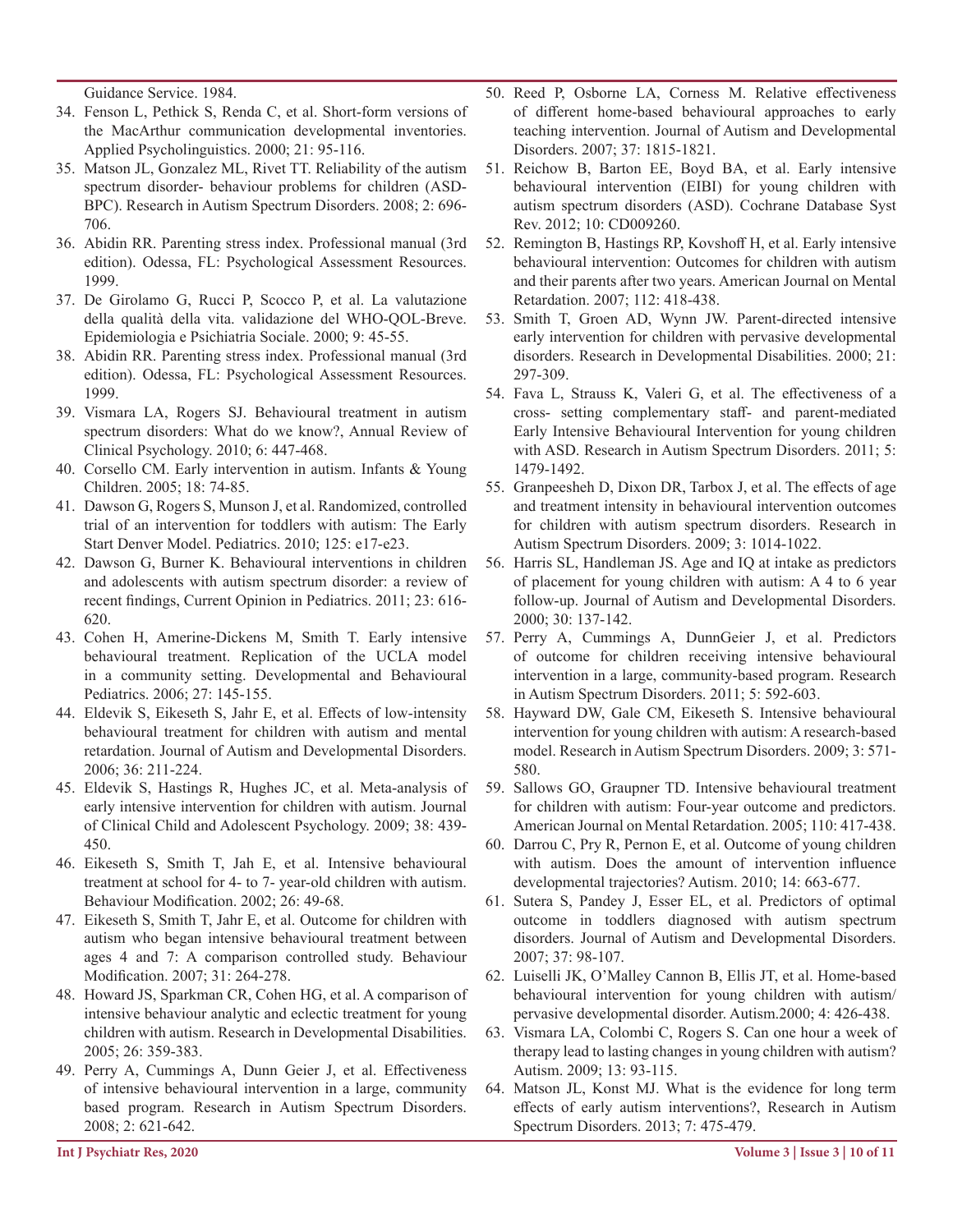Guidance Service. 1984.

34. Fenson L, Pethick S, Renda C, et al. Short-form versions of the MacArthur communication developmental inventories. Applied Psycholinguistics. 2000; 21: 95-116.
35. Matson JL, Gonzalez ML, Rivet TT. Reliability of the autism spectrum disorder- behaviour problems for children (ASD-BPC). Research in Autism Spectrum Disorders. 2008; 2: 696-706.
36. Abidin RR. Parenting stress index. Professional manual (3rd edition). Odessa, FL: Psychological Assessment Resources. 1999.
37. De Girolamo G, Rucci P, Scocco P, et al. La valutazione della qualità della vita. validazione del WHO-QOL-Breve. Epidemiologia e Psichiatria Sociale. 2000; 9: 45-55.
38. Abidin RR. Parenting stress index. Professional manual (3rd edition). Odessa, FL: Psychological Assessment Resources. 1999.
39. Vismara LA, Rogers SJ. Behavioural treatment in autism spectrum disorders: What do we know?, Annual Review of Clinical Psychology. 2010; 6: 447-468.
40. Corsello CM. Early intervention in autism. Infants & Young Children. 2005; 18: 74-85.
41. Dawson G, Rogers S, Munson J, et al. Randomized, controlled trial of an intervention for toddlers with autism: The Early Start Denver Model. Pediatrics. 2010; 125: e17-e23.
42. Dawson G, Burner K. Behavioural interventions in children and adolescents with autism spectrum disorder: a review of recent findings, Current Opinion in Pediatrics. 2011; 23: 616-620.
43. Cohen H, Amerine-Dickens M, Smith T. Early intensive behavioural treatment. Replication of the UCLA model in a community setting. Developmental and Behavioural Pediatrics. 2006; 27: 145-155.
44. Eldevik S, Eikeseth S, Jahr E, et al. Effects of low-intensity behavioural treatment for children with autism and mental retardation. Journal of Autism and Developmental Disorders. 2006; 36: 211-224.
45. Eldevik S, Hastings R, Hughes JC, et al. Meta-analysis of early intensive intervention for children with autism. Journal of Clinical Child and Adolescent Psychology. 2009; 38: 439-450.
46. Eikeseth S, Smith T, Jah E, et al. Intensive behavioural treatment at school for 4- to 7- year-old children with autism. Behaviour Modification. 2002; 26: 49-68.
47. Eikeseth S, Smith T, Jahr E, et al. Outcome for children with autism who began intensive behavioural treatment between ages 4 and 7: A comparison controlled study. Behaviour Modification. 2007; 31: 264-278.
48. Howard JS, Sparkman CR, Cohen HG, et al. A comparison of intensive behaviour analytic and eclectic treatment for young children with autism. Research in Developmental Disabilities. 2005; 26: 359-383.
49. Perry A, Cummings A, Dunn Geier J, et al. Effectiveness of intensive behavioural intervention in a large, community based program. Research in Autism Spectrum Disorders. 2008; 2: 621-642.
50. Reed P, Osborne LA, Corness M. Relative effectiveness of different home-based behavioural approaches to early teaching intervention. Journal of Autism and Developmental Disorders. 2007; 37: 1815-1821.
51. Reichow B, Barton EE, Boyd BA, et al. Early intensive behavioural intervention (EIBI) for young children with autism spectrum disorders (ASD). Cochrane Database Syst Rev. 2012; 10: CD009260.
52. Remington B, Hastings RP, Kovshoff H, et al. Early intensive behavioural intervention: Outcomes for children with autism and their parents after two years. American Journal on Mental Retardation. 2007; 112: 418-438.
53. Smith T, Groen AD, Wynn JW. Parent-directed intensive early intervention for children with pervasive developmental disorders. Research in Developmental Disabilities. 2000; 21: 297-309.
54. Fava L, Strauss K, Valeri G, et al. The effectiveness of a cross- setting complementary staff- and parent-mediated Early Intensive Behavioural Intervention for young children with ASD. Research in Autism Spectrum Disorders. 2011; 5: 1479-1492.
55. Granpeesheh D, Dixon DR, Tarbox J, et al. The effects of age and treatment intensity in behavioural intervention outcomes for children with autism spectrum disorders. Research in Autism Spectrum Disorders. 2009; 3: 1014-1022.
56. Harris SL, Handleman JS. Age and IQ at intake as predictors of placement for young children with autism: A 4 to 6 year follow-up. Journal of Autism and Developmental Disorders. 2000; 30: 137-142.
57. Perry A, Cummings A, DunnGeier J, et al. Predictors of outcome for children receiving intensive behavioural intervention in a large, community-based program. Research in Autism Spectrum Disorders. 2011; 5: 592-603.
58. Hayward DW, Gale CM, Eikeseth S. Intensive behavioural intervention for young children with autism: A research-based model. Research in Autism Spectrum Disorders. 2009; 3: 571-580.
59. Sallows GO, Graupner TD. Intensive behavioural treatment for children with autism: Four-year outcome and predictors. American Journal on Mental Retardation. 2005; 110: 417-438.
60. Darrou C, Pry R, Pernon E, et al. Outcome of young children with autism. Does the amount of intervention influence developmental trajectories? Autism. 2010; 14: 663-677.
61. Sutera S, Pandey J, Esser EL, et al. Predictors of optimal outcome in toddlers diagnosed with autism spectrum disorders. Journal of Autism and Developmental Disorders. 2007; 37: 98-107.
62. Luiselli JK, O'Malley Cannon B, Ellis JT, et al. Home-based behavioural intervention for young children with autism/pervasive developmental disorder. Autism.2000; 4: 426-438.
63. Vismara LA, Colombi C, Rogers S. Can one hour a week of therapy lead to lasting changes in young children with autism? Autism. 2009; 13: 93-115.
64. Matson JL, Konst MJ. What is the evidence for long term effects of early autism interventions?, Research in Autism Spectrum Disorders. 2013; 7: 475-479.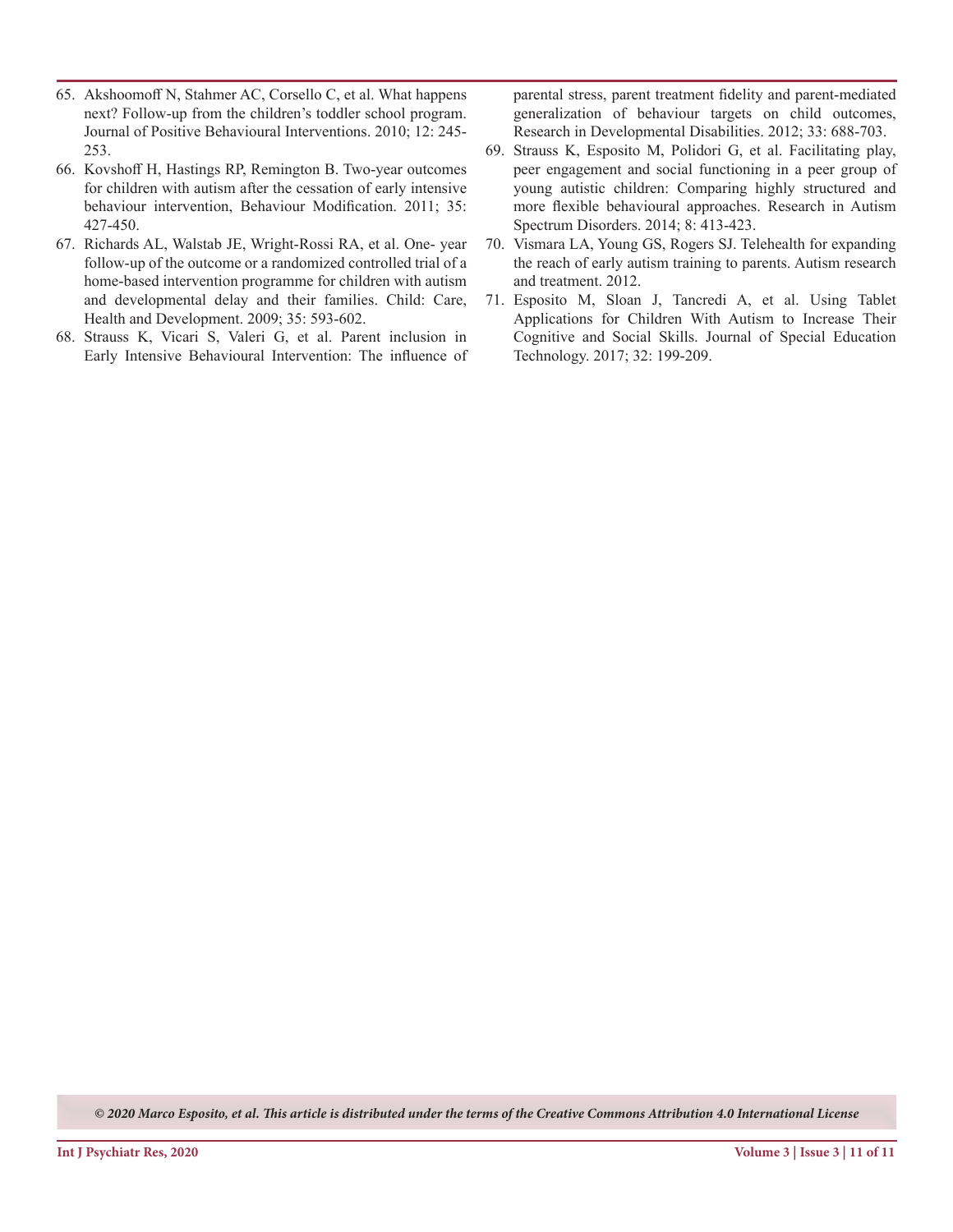65. Akshoomoff N, Stahmer AC, Corsello C, et al. What happens next? Follow-up from the children's toddler school program. Journal of Positive Behavioural Interventions. 2010; 12: 245-253.
66. Kovshoff H, Hastings RP, Remington B. Two-year outcomes for children with autism after the cessation of early intensive behaviour intervention, Behaviour Modification. 2011; 35: 427-450.
67. Richards AL, Walstab JE, Wright-Rossi RA, et al. One- year follow-up of the outcome or a randomized controlled trial of a home-based intervention programme for children with autism and developmental delay and their families. Child: Care, Health and Development. 2009; 35: 593-602.
68. Strauss K, Vicari S, Valeri G, et al. Parent inclusion in Early Intensive Behavioural Intervention: The influence of parental stress, parent treatment fidelity and parent-mediated generalization of behaviour targets on child outcomes, Research in Developmental Disabilities. 2012; 33: 688-703.
69. Strauss K, Esposito M, Polidori G, et al. Facilitating play, peer engagement and social functioning in a peer group of young autistic children: Comparing highly structured and more flexible behavioural approaches. Research in Autism Spectrum Disorders. 2014; 8: 413-423.
70. Vismara LA, Young GS, Rogers SJ. Telehealth for expanding the reach of early autism training to parents. Autism research and treatment. 2012.
71. Esposito M, Sloan J, Tancredi A, et al. Using Tablet Applications for Children With Autism to Increase Their Cognitive and Social Skills. Journal of Special Education Technology. 2017; 32: 199-209.

*© 2020 Marco Esposito, et al. This article is distributed under the terms of the Creative Commons Attribution 4.0 International License*